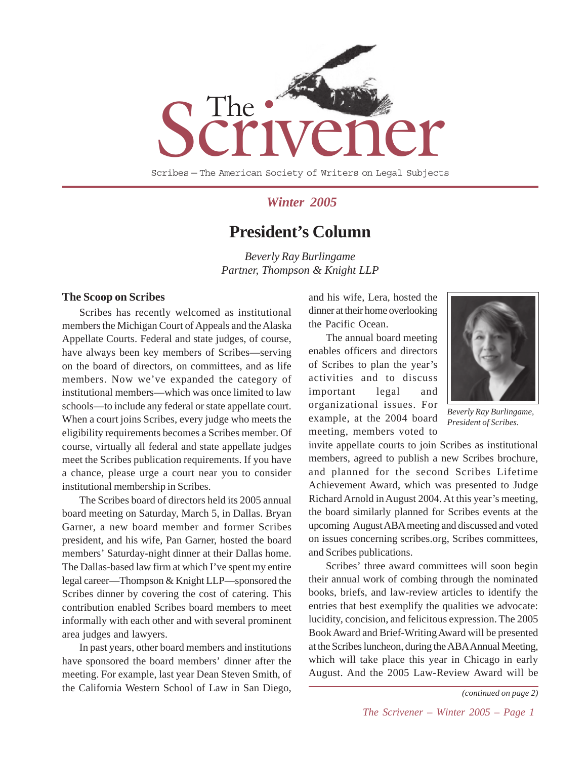# The Scrivener

Scribes — The American Society of Writers on Legal Subjects

*Winter 2005*

## President's Column

*Beverly Ray Burlingame*
*Partner, Thompson & Knight LLP*

### The Scoop on Scribes

Scribes has recently welcomed as institutional members the Michigan Court of Appeals and the Alaska Appellate Courts. Federal and state judges, of course, have always been key members of Scribes—serving on the board of directors, on committees, and as life members. Now we've expanded the category of institutional members—which was once limited to law schools—to include any federal or state appellate court. When a court joins Scribes, every judge who meets the eligibility requirements becomes a Scribes member. Of course, virtually all federal and state appellate judges meet the Scribes publication requirements. If you have a chance, please urge a court near you to consider institutional membership in Scribes.

The Scribes board of directors held its 2005 annual board meeting on Saturday, March 5, in Dallas. Bryan Garner, a new board member and former Scribes president, and his wife, Pan Garner, hosted the board members' Saturday-night dinner at their Dallas home. The Dallas-based law firm at which I've spent my entire legal career—Thompson & Knight LLP—sponsored the Scribes dinner by covering the cost of catering. This contribution enabled Scribes board members to meet informally with each other and with several prominent area judges and lawyers.

In past years, other board members and institutions have sponsored the board members' dinner after the meeting. For example, last year Dean Steven Smith, of the California Western School of Law in San Diego, and his wife, Lera, hosted the dinner at their home overlooking the Pacific Ocean.

*Beverly Ray Burlingame, President of Scribes.*

The annual board meeting enables officers and directors of Scribes to plan the year's activities and to discuss important legal and organizational issues. For example, at the 2004 board meeting, members voted to invite appellate courts to join Scribes as institutional members, agreed to publish a new Scribes brochure, and planned for the second Scribes Lifetime Achievement Award, which was presented to Judge Richard Arnold in August 2004. At this year's meeting, the board similarly planned for Scribes events at the upcoming August ABA meeting and discussed and voted on issues concerning scribes.org, Scribes committees, and Scribes publications.

Scribes' three award committees will soon begin their annual work of combing through the nominated books, briefs, and law-review articles to identify the entries that best exemplify the qualities we advocate: lucidity, concision, and felicitous expression. The 2005 Book Award and Brief-Writing Award will be presented at the Scribes luncheon, during the ABA Annual Meeting, which will take place this year in Chicago in early August. And the 2005 Law-Review Award will be

*(continued on page 2)*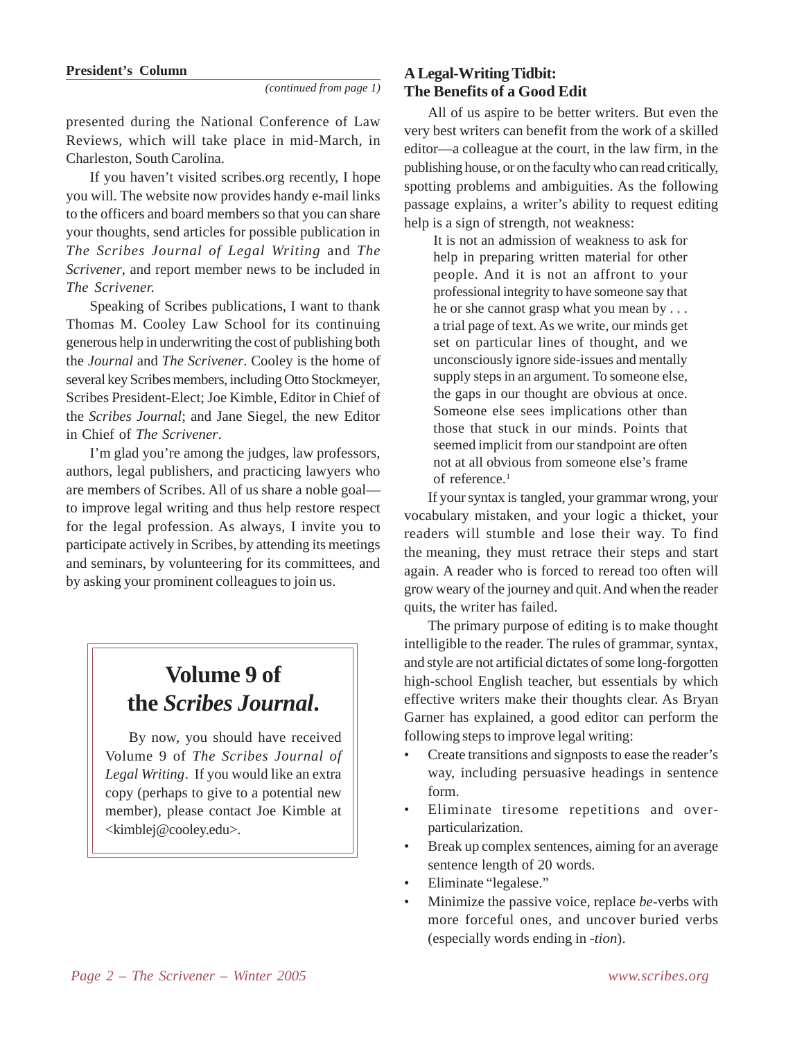## President's Column

*(continued from page 1)*

presented during the National Conference of Law Reviews, which will take place in mid-March, in Charleston, South Carolina.

If you haven't visited scribes.org recently, I hope you will. The website now provides handy e-mail links to the officers and board members so that you can share your thoughts, send articles for possible publication in *The Scribes Journal of Legal Writing* and *The Scrivener*, and report member news to be included in *The Scrivener.*

Speaking of Scribes publications, I want to thank Thomas M. Cooley Law School for its continuing generous help in underwriting the cost of publishing both the *Journal* and *The Scrivener*. Cooley is the home of several key Scribes members, including Otto Stockmeyer, Scribes President-Elect; Joe Kimble, Editor in Chief of the *Scribes Journal*; and Jane Siegel, the new Editor in Chief of *The Scrivener*.

I'm glad you're among the judges, law professors, authors, legal publishers, and practicing lawyers who are members of Scribes. All of us share a noble goal—to improve legal writing and thus help restore respect for the legal profession. As always, I invite you to participate actively in Scribes, by attending its meetings and seminars, by volunteering for its committees, and by asking your prominent colleagues to join us.

## Volume 9 of the *Scribes Journal*.

By now, you should have received Volume 9 of *The Scribes Journal of Legal Writing*. If you would like an extra copy (perhaps to give to a potential new member), please contact Joe Kimble at <kimblej@cooley.edu>.

## A Legal-Writing Tidbit: The Benefits of a Good Edit

All of us aspire to be better writers. But even the very best writers can benefit from the work of a skilled editor—a colleague at the court, in the law firm, in the publishing house, or on the faculty who can read critically, spotting problems and ambiguities. As the following passage explains, a writer's ability to request editing help is a sign of strength, not weakness:

> It is not an admission of weakness to ask for help in preparing written material for other people. And it is not an affront to your professional integrity to have someone say that he or she cannot grasp what you mean by . . . a trial page of text. As we write, our minds get set on particular lines of thought, and we unconsciously ignore side-issues and mentally supply steps in an argument. To someone else, the gaps in our thought are obvious at once. Someone else sees implications other than those that stuck in our minds. Points that seemed implicit from our standpoint are often not at all obvious from someone else's frame of reference.[1]

If your syntax is tangled, your grammar wrong, your vocabulary mistaken, and your logic a thicket, your readers will stumble and lose their way. To find the meaning, they must retrace their steps and start again. A reader who is forced to reread too often will grow weary of the journey and quit. And when the reader quits, the writer has failed.

The primary purpose of editing is to make thought intelligible to the reader. The rules of grammar, syntax, and style are not artificial dictates of some long-forgotten high-school English teacher, but essentials by which effective writers make their thoughts clear. As Bryan Garner has explained, a good editor can perform the following steps to improve legal writing:

- Create transitions and signposts to ease the reader's way, including persuasive headings in sentence form.
- Eliminate tiresome repetitions and over-particularization.
- Break up complex sentences, aiming for an average sentence length of 20 words.
- Eliminate "legalese."
- Minimize the passive voice, replace *be*-verbs with more forceful ones, and uncover buried verbs (especially words ending in *-tion*).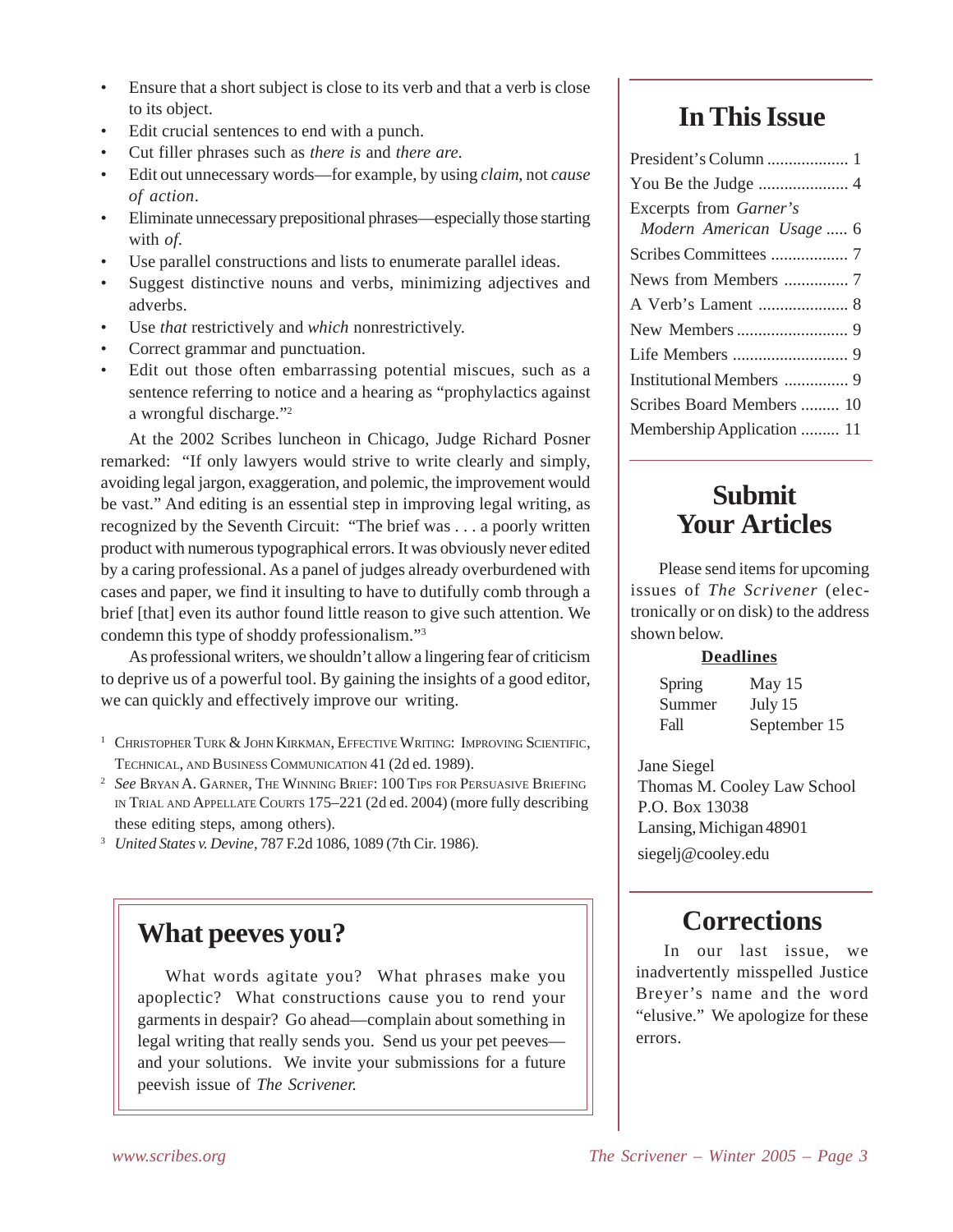- Ensure that a short subject is close to its verb and that a verb is close to its object.
- Edit crucial sentences to end with a punch.
- Cut filler phrases such as *there is* and *there are*.
- Edit out unnecessary words—for example, by using *claim*, not *cause of action*.
- Eliminate unnecessary prepositional phrases—especially those starting with *of*.
- Use parallel constructions and lists to enumerate parallel ideas.
- Suggest distinctive nouns and verbs, minimizing adjectives and adverbs.
- Use *that* restrictively and *which* nonrestrictively.
- Correct grammar and punctuation.
- Edit out those often embarrassing potential miscues, such as a sentence referring to notice and a hearing as "prophylactics against a wrongful discharge."[2]

At the 2002 Scribes luncheon in Chicago, Judge Richard Posner remarked: "If only lawyers would strive to write clearly and simply, avoiding legal jargon, exaggeration, and polemic, the improvement would be vast." And editing is an essential step in improving legal writing, as recognized by the Seventh Circuit: "The brief was . . . a poorly written product with numerous typographical errors. It was obviously never edited by a caring professional. As a panel of judges already overburdened with cases and paper, we find it insulting to have to dutifully comb through a brief [that] even its author found little reason to give such attention. We condemn this type of shoddy professionalism."[3]

As professional writers, we shouldn't allow a lingering fear of criticism to deprive us of a powerful tool. By gaining the insights of a good editor, we can quickly and effectively improve our writing.

[1] Christopher Turk & John Kirkman, Effective Writing: Improving Scientific, Technical, and Business Communication 41 (2d ed. 1989).

[2] *See* Bryan A. Garner, The Winning Brief: 100 Tips for Persuasive Briefing in Trial and Appellate Courts 175–221 (2d ed. 2004) (more fully describing these editing steps, among others).

[3] *United States v. Devine*, 787 F.2d 1086, 1089 (7th Cir. 1986).

## What peeves you?

What words agitate you? What phrases make you apoplectic? What constructions cause you to rend your garments in despair? Go ahead—complain about something in legal writing that really sends you. Send us your pet peeves—and your solutions. We invite your submissions for a future peevish issue of *The Scrivener.*

## In This Issue

| | |
|---|---|
| President's Column | 1 |
| You Be the Judge | 4 |
| Excerpts from *Garner's Modern American Usage* | 6 |
| Scribes Committees | 7 |
| News from Members | 7 |
| A Verb's Lament | 8 |
| New Members | 9 |
| Life Members | 9 |
| Institutional Members | 9 |
| Scribes Board Members | 10 |
| Membership Application | 11 |

## Submit Your Articles

Please send items for upcoming issues of *The Scrivener* (electronically or on disk) to the address shown below.

**Deadlines**

| | |
|---|---|
| Spring | May 15 |
| Summer | July 15 |
| Fall | September 15 |

Jane Siegel
Thomas M. Cooley Law School
P.O. Box 13038
Lansing, Michigan 48901
siegelj@cooley.edu

## Corrections

In our last issue, we inadvertently misspelled Justice Breyer's name and the word "elusive." We apologize for these errors.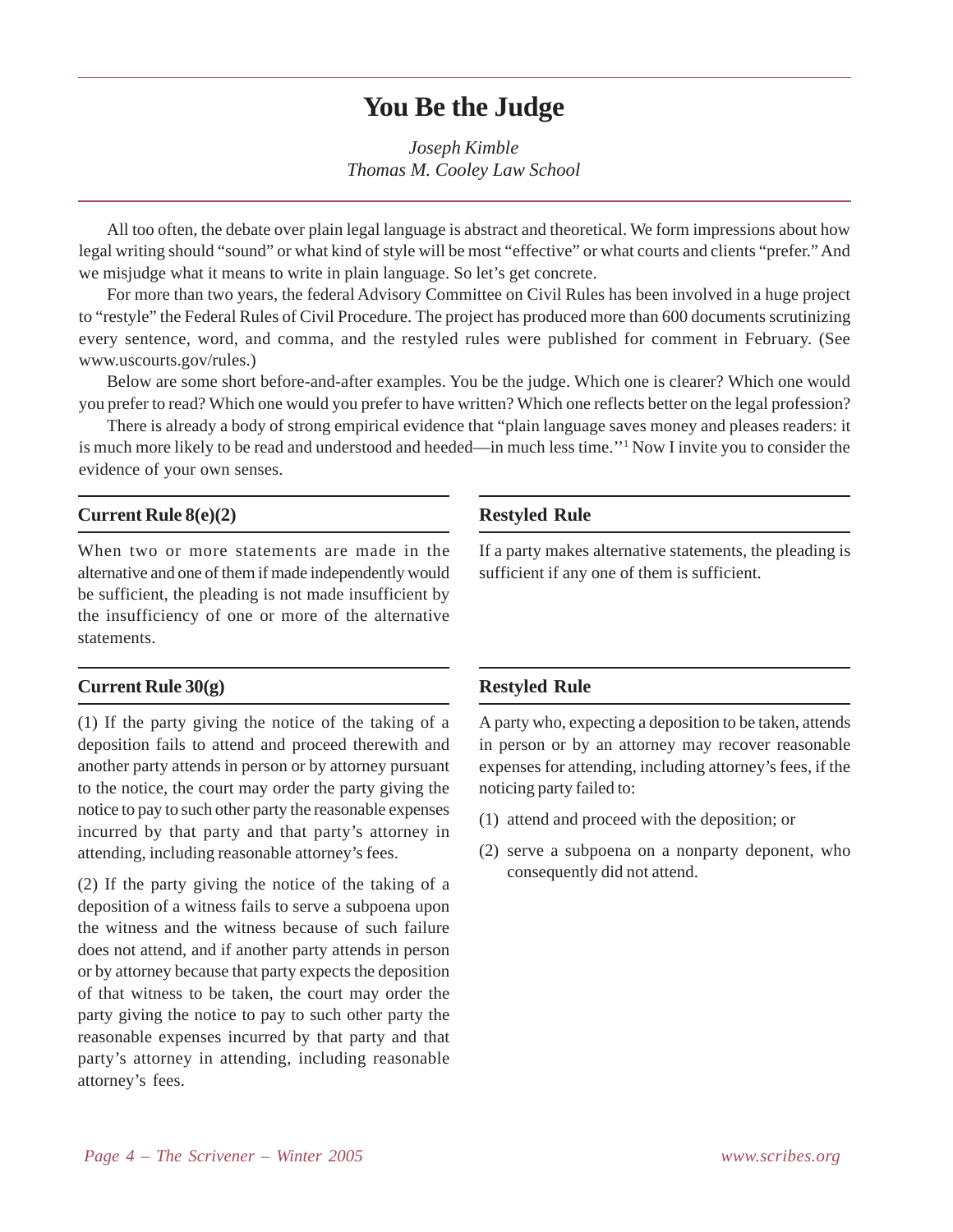# You Be the Judge

*Joseph Kimble*
*Thomas M. Cooley Law School*

All too often, the debate over plain legal language is abstract and theoretical. We form impressions about how legal writing should "sound" or what kind of style will be most "effective" or what courts and clients "prefer." And we misjudge what it means to write in plain language. So let's get concrete.

For more than two years, the federal Advisory Committee on Civil Rules has been involved in a huge project to "restyle" the Federal Rules of Civil Procedure. The project has produced more than 600 documents scrutinizing every sentence, word, and comma, and the restyled rules were published for comment in February. (See www.uscourts.gov/rules.)

Below are some short before-and-after examples. You be the judge. Which one is clearer? Which one would you prefer to read? Which one would you prefer to have written? Which one reflects better on the legal profession?

There is already a body of strong empirical evidence that "plain language saves money and pleases readers: it is much more likely to be read and understood and heeded—in much less time.''[1] Now I invite you to consider the evidence of your own senses.

| Current Rule 8(e)(2) | Restyled Rule |
| --- | --- |
| When two or more statements are made in the alternative and one of them if made independently would be sufficient, the pleading is not made insufficient by the insufficiency of one or more of the alternative statements. | If a party makes alternative statements, the pleading is sufficient if any one of them is sufficient. |

| Current Rule 30(g) | Restyled Rule |
| --- | --- |
| (1) If the party giving the notice of the taking of a deposition fails to attend and proceed therewith and another party attends in person or by attorney pursuant to the notice, the court may order the party giving the notice to pay to such other party the reasonable expenses incurred by that party and that party's attorney in attending, including reasonable attorney's fees.<br><br>(2) If the party giving the notice of the taking of a deposition of a witness fails to serve a subpoena upon the witness and the witness because of such failure does not attend, and if another party attends in person or by attorney because that party expects the deposition of that witness to be taken, the court may order the party giving the notice to pay to such other party the reasonable expenses incurred by that party and that party's attorney in attending, including reasonable attorney's fees. | A party who, expecting a deposition to be taken, attends in person or by an attorney may recover reasonable expenses for attending, including attorney's fees, if the noticing party failed to:<br><br>(1) attend and proceed with the deposition; or<br><br>(2) serve a subpoena on a nonparty deponent, who consequently did not attend. |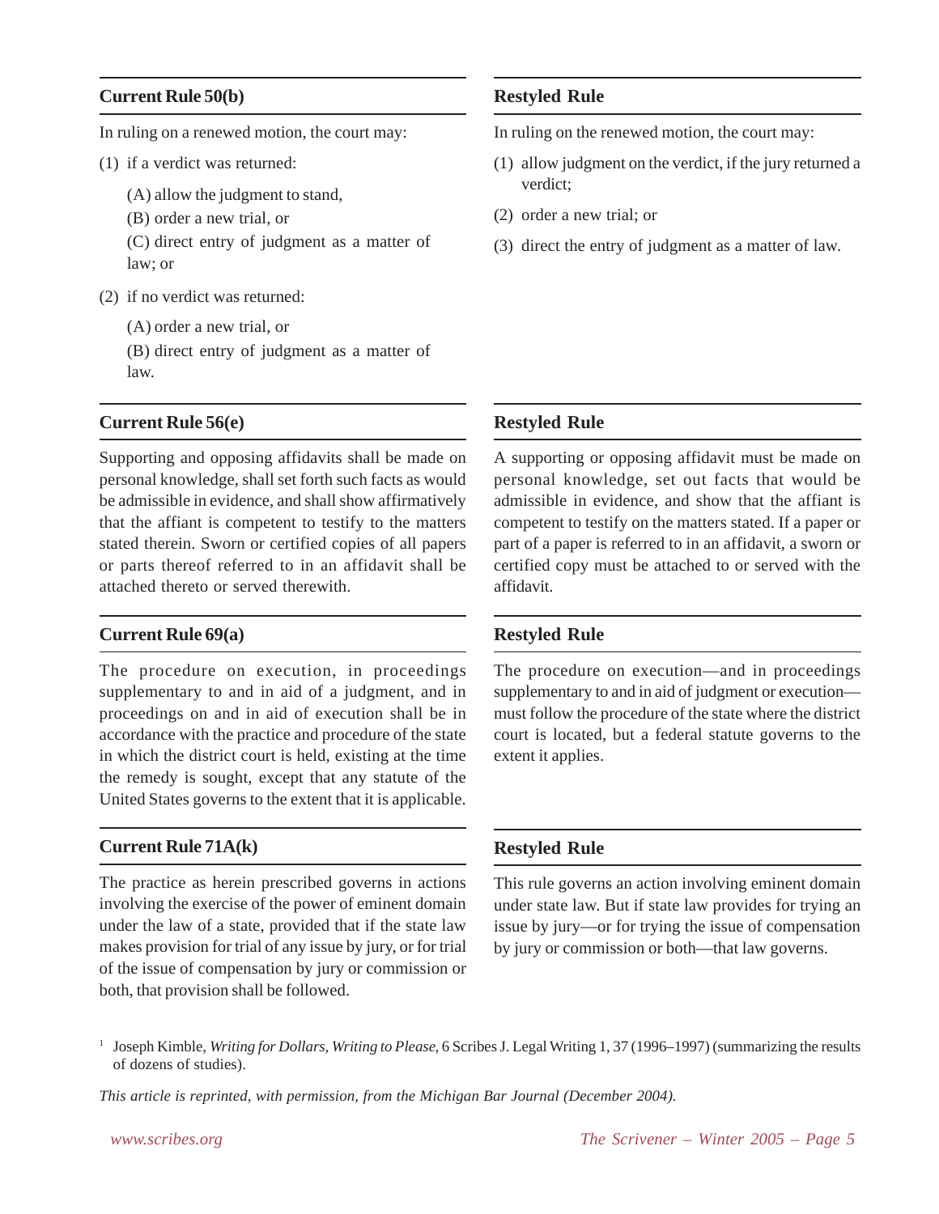### Current Rule 50(b)

In ruling on a renewed motion, the court may:

(1) if a verdict was returned:

(A) allow the judgment to stand,

(B) order a new trial, or

(C) direct entry of judgment as a matter of law; or

(2) if no verdict was returned:

(A) order a new trial, or

(B) direct entry of judgment as a matter of law.

### Restyled Rule

In ruling on the renewed motion, the court may:

(1) allow judgment on the verdict, if the jury returned a verdict;

(2) order a new trial; or

(3) direct the entry of judgment as a matter of law.

### Current Rule 56(e)

Supporting and opposing affidavits shall be made on personal knowledge, shall set forth such facts as would be admissible in evidence, and shall show affirmatively that the affiant is competent to testify to the matters stated therein. Sworn or certified copies of all papers or parts thereof referred to in an affidavit shall be attached thereto or served therewith.

### Restyled Rule

A supporting or opposing affidavit must be made on personal knowledge, set out facts that would be admissible in evidence, and show that the affiant is competent to testify on the matters stated. If a paper or part of a paper is referred to in an affidavit, a sworn or certified copy must be attached to or served with the affidavit.

### Current Rule 69(a)

The procedure on execution, in proceedings supplementary to and in aid of a judgment, and in proceedings on and in aid of execution shall be in accordance with the practice and procedure of the state in which the district court is held, existing at the time the remedy is sought, except that any statute of the United States governs to the extent that it is applicable.

### Restyled Rule

The procedure on execution—and in proceedings supplementary to and in aid of judgment or execution—must follow the procedure of the state where the district court is located, but a federal statute governs to the extent it applies.

### Current Rule 71A(k)

The practice as herein prescribed governs in actions involving the exercise of the power of eminent domain under the law of a state, provided that if the state law makes provision for trial of any issue by jury, or for trial of the issue of compensation by jury or commission or both, that provision shall be followed.

### Restyled Rule

This rule governs an action involving eminent domain under state law. But if state law provides for trying an issue by jury—or for trying the issue of compensation by jury or commission or both—that law governs.

---

[1] Joseph Kimble, *Writing for Dollars, Writing to Please,* 6 Scribes J. Legal Writing 1, 37 (1996–1997) (summarizing the results of dozens of studies).

*This article is reprinted, with permission, from the Michigan Bar Journal (December 2004).*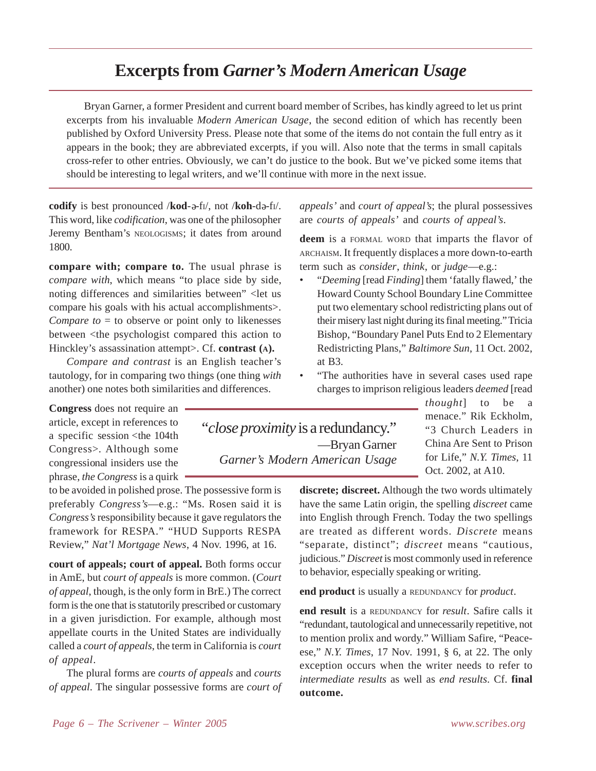# Excerpts from *Garner's Modern American Usage*

Bryan Garner, a former President and current board member of Scribes, has kindly agreed to let us print excerpts from his invaluable *Modern American Usage*, the second edition of which has recently been published by Oxford University Press. Please note that some of the items do not contain the full entry as it appears in the book; they are abbreviated excerpts, if you will. Also note that the terms in small capitals cross-refer to other entries. Obviously, we can't do justice to the book. But we've picked some items that should be interesting to legal writers, and we'll continue with more in the next issue.

---

**codify** is best pronounced /**kod**-ə-fɪ/, not /**koh**-də-fɪ/. This word, like *codification*, was one of the philosopher Jeremy Bentham's NEOLOGISMS; it dates from around 1800.

**compare with; compare to.** The usual phrase is *compare with*, which means "to place side by side, noting differences and similarities between" <let us compare his goals with his actual accomplishments>. *Compare to* = to observe or point only to likenesses between <the psychologist compared this action to Hinckley's assassination attempt>. Cf. **contrast (A).**

*Compare and contrast* is an English teacher's tautology, for in comparing two things (one thing *with* another) one notes both similarities and differences.

**Congress** does not require an article, except in references to a specific session <the 104th Congress>. Although some congressional insiders use the phrase, *the Congress* is a quirk to be avoided in polished prose. The possessive form is preferably *Congress's*—e.g.: "Ms. Rosen said it is *Congress's* responsibility because it gave regulators the framework for RESPA." "HUD Supports RESPA Review," *Nat'l Mortgage News*, 4 Nov. 1996, at 16.

**court of appeals; court of appeal.** Both forms occur in AmE, but *court of appeals* is more common. (*Court of appeal*, though, is the only form in BrE.) The correct form is the one that is statutorily prescribed or customary in a given jurisdiction. For example, although most appellate courts in the United States are individually called a *court of appeals*, the term in California is *court of appeal*.

The plural forms are *courts of appeals* and *courts of appeal*. The singular possessive forms are *court of appeals'* and *court of appeal's*; the plural possessives are *courts of appeals'* and *courts of appeal's*.

**deem** is a FORMAL WORD that imparts the flavor of ARCHAISM. It frequently displaces a more down-to-earth term such as *consider*, *think*, or *judge*—e.g.:

- "*Deeming* [read *Finding*] them 'fatally flawed,' the Howard County School Boundary Line Committee put two elementary school redistricting plans out of their misery last night during its final meeting." Tricia Bishop, "Boundary Panel Puts End to 2 Elementary Redistricting Plans," *Baltimore Sun*, 11 Oct. 2002, at B3.
- "The authorities have in several cases used rape charges to imprison religious leaders *deemed* [read *thought*] to be a menace." Rik Eckholm, "3 Church Leaders in China Are Sent to Prison for Life," *N.Y. Times*, 11 Oct. 2002, at A10.

> "*close proximity* is a redundancy."
> —Bryan Garner
> *Garner's Modern American Usage*

**discrete; discreet.** Although the two words ultimately have the same Latin origin, the spelling *discreet* came into English through French. Today the two spellings are treated as different words. *Discrete* means "separate, distinct"; *discreet* means "cautious, judicious." *Discreet* is most commonly used in reference to behavior, especially speaking or writing.

**end product** is usually a REDUNDANCY for *product*.

**end result** is a REDUNDANCY for *result*. Safire calls it "redundant, tautological and unnecessarily repetitive, not to mention prolix and wordy." William Safire, "Peace-ese," *N.Y. Times*, 17 Nov. 1991, § 6, at 22. The only exception occurs when the writer needs to refer to *intermediate results* as well as *end results*. Cf. **final outcome.**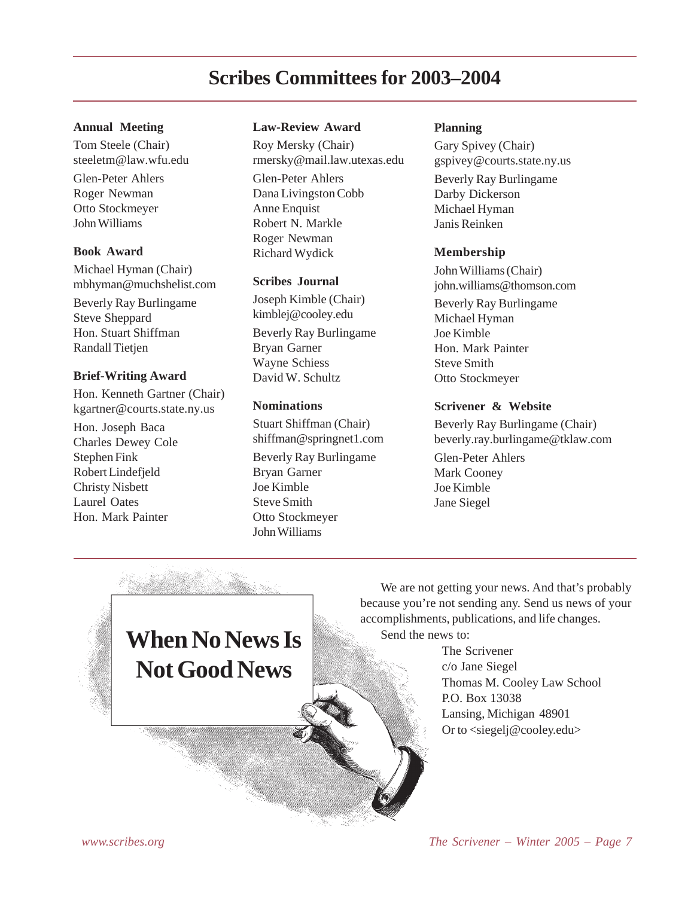# Scribes Committees for 2003–2004

**Annual Meeting**

Tom Steele (Chair)
steeletm@law.wfu.edu

Glen-Peter Ahlers
Roger Newman
Otto Stockmeyer
John Williams

**Book Award**

Michael Hyman (Chair)
mbhyman@muchshelist.com

Beverly Ray Burlingame
Steve Sheppard
Hon. Stuart Shiffman
Randall Tietjen

**Brief-Writing Award**

Hon. Kenneth Gartner (Chair)
kgartner@courts.state.ny.us

Hon. Joseph Baca
Charles Dewey Cole
Stephen Fink
Robert Lindefjeld
Christy Nisbett
Laurel Oates
Hon. Mark Painter

**Law-Review Award**

Roy Mersky (Chair)
rmersky@mail.law.utexas.edu

Glen-Peter Ahlers
Dana Livingston Cobb
Anne Enquist
Robert N. Markle
Roger Newman
Richard Wydick

**Scribes Journal**

Joseph Kimble (Chair)
kimblej@cooley.edu

Beverly Ray Burlingame
Bryan Garner
Wayne Schiess
David W. Schultz

**Nominations**

Stuart Shiffman (Chair)
shiffman@springnet1.com

Beverly Ray Burlingame
Bryan Garner
Joe Kimble
Steve Smith
Otto Stockmeyer
John Williams

**Planning**

Gary Spivey (Chair)
gspivey@courts.state.ny.us

Beverly Ray Burlingame
Darby Dickerson
Michael Hyman
Janis Reinken

**Membership**

John Williams (Chair)
john.williams@thomson.com

Beverly Ray Burlingame
Michael Hyman
Joe Kimble
Hon. Mark Painter
Steve Smith
Otto Stockmeyer

**Scrivener & Website**

Beverly Ray Burlingame (Chair)
beverly.ray.burlingame@tklaw.com

Glen-Peter Ahlers
Mark Cooney
Joe Kimble
Jane Siegel

## When No News Is Not Good News

We are not getting your news. And that's probably because you're not sending any. Send us news of your accomplishments, publications, and life changes.

Send the news to:

The Scrivener
c/o Jane Siegel
Thomas M. Cooley Law School
P.O. Box 13038
Lansing, Michigan 48901
Or to <siegelj@cooley.edu>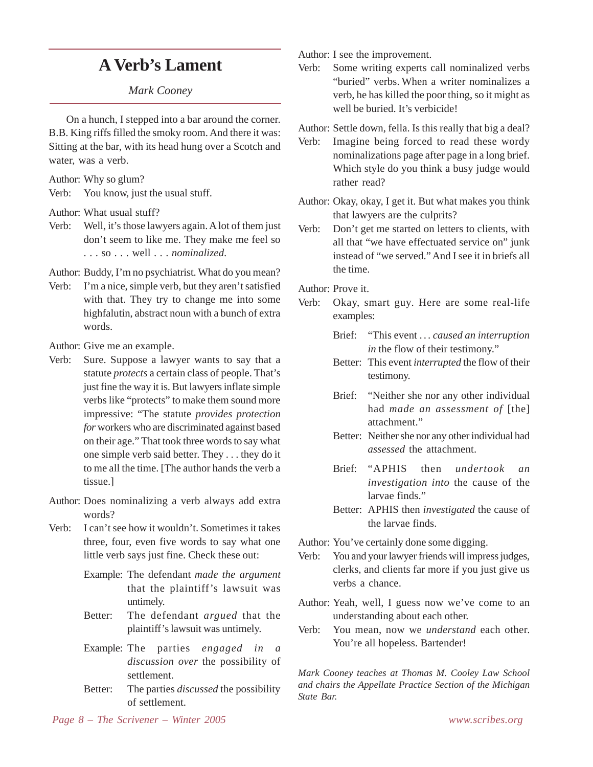# A Verb's Lament

*Mark Cooney*

On a hunch, I stepped into a bar around the corner. B.B. King riffs filled the smoky room. And there it was: Sitting at the bar, with its head hung over a Scotch and water, was a verb.

Author: Why so glum?

Verb: You know, just the usual stuff.

Author: What usual stuff?

Verb: Well, it's those lawyers again. A lot of them just don't seem to like me. They make me feel so . . . so . . . well . . . *nominalized.*

Author: Buddy, I'm no psychiatrist. What do you mean?

Verb: I'm a nice, simple verb, but they aren't satisfied with that. They try to change me into some highfalutin, abstract noun with a bunch of extra words.

Author: Give me an example.

Verb: Sure. Suppose a lawyer wants to say that a statute *protects* a certain class of people. That's just fine the way it is. But lawyers inflate simple verbs like "protects" to make them sound more impressive: "The statute *provides protection for* workers who are discriminated against based on their age." That took three words to say what one simple verb said better. They . . . they do it to me all the time. [The author hands the verb a tissue.]

Author: Does nominalizing a verb always add extra words?

Verb: I can't see how it wouldn't. Sometimes it takes three, four, even five words to say what one little verb says just fine. Check these out:

> Example: The defendant *made the argument* that the plaintiff's lawsuit was untimely.
>
> Better: The defendant *argued* that the plaintiff's lawsuit was untimely.
>
> Example: The parties *engaged in a discussion over* the possibility of settlement.
>
> Better: The parties *discussed* the possibility of settlement.

Author: I see the improvement.

Verb: Some writing experts call nominalized verbs "buried" verbs. When a writer nominalizes a verb, he has killed the poor thing, so it might as well be buried. It's verbicide!

Author: Settle down, fella. Is this really that big a deal?

Verb: Imagine being forced to read these wordy nominalizations page after page in a long brief. Which style do you think a busy judge would rather read?

Author: Okay, okay, I get it. But what makes you think that lawyers are the culprits?

Verb: Don't get me started on letters to clients, with all that "we have effectuated service on" junk instead of "we served." And I see it in briefs all the time.

Author: Prove it.

Verb: Okay, smart guy. Here are some real-life examples:

> Brief: "This event . . . *caused an interruption in* the flow of their testimony."
>
> Better: This event *interrupted* the flow of their testimony.
>
> Brief: "Neither she nor any other individual had *made an assessment of* [the] attachment."
>
> Better: Neither she nor any other individual had *assessed* the attachment.
>
> Brief: "APHIS then *undertook an investigation into* the cause of the larvae finds."
>
> Better: APHIS then *investigated* the cause of the larvae finds.

Author: You've certainly done some digging.

Verb: You and your lawyer friends will impress judges, clerks, and clients far more if you just give us verbs a chance.

Author: Yeah, well, I guess now we've come to an understanding about each other.

Verb: You mean, now we *understand* each other. You're all hopeless. Bartender!

*Mark Cooney teaches at Thomas M. Cooley Law School and chairs the Appellate Practice Section of the Michigan State Bar.*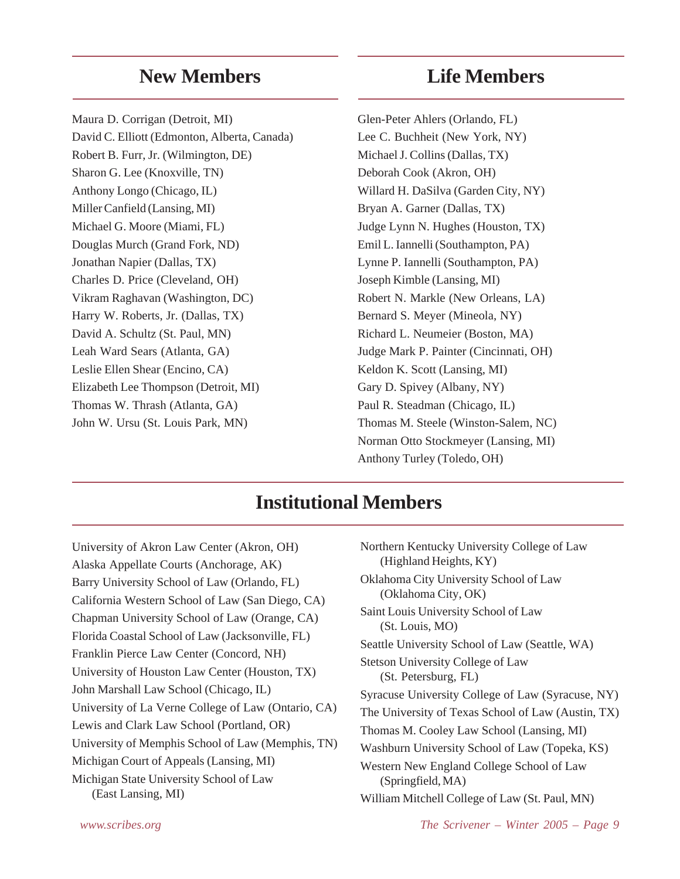## New Members

Maura D. Corrigan (Detroit, MI)
David C. Elliott (Edmonton, Alberta, Canada)
Robert B. Furr, Jr. (Wilmington, DE)
Sharon G. Lee (Knoxville, TN)
Anthony Longo (Chicago, IL)
Miller Canfield (Lansing, MI)
Michael G. Moore (Miami, FL)
Douglas Murch (Grand Fork, ND)
Jonathan Napier (Dallas, TX)
Charles D. Price (Cleveland, OH)
Vikram Raghavan (Washington, DC)
Harry W. Roberts, Jr. (Dallas, TX)
David A. Schultz (St. Paul, MN)
Leah Ward Sears (Atlanta, GA)
Leslie Ellen Shear (Encino, CA)
Elizabeth Lee Thompson (Detroit, MI)
Thomas W. Thrash (Atlanta, GA)
John W. Ursu (St. Louis Park, MN)

## Life Members

Glen-Peter Ahlers (Orlando, FL)
Lee C. Buchheit (New York, NY)
Michael J. Collins (Dallas, TX)
Deborah Cook (Akron, OH)
Willard H. DaSilva (Garden City, NY)
Bryan A. Garner (Dallas, TX)
Judge Lynn N. Hughes (Houston, TX)
Emil L. Iannelli (Southampton, PA)
Lynne P. Iannelli (Southampton, PA)
Joseph Kimble (Lansing, MI)
Robert N. Markle (New Orleans, LA)
Bernard S. Meyer (Mineola, NY)
Richard L. Neumeier (Boston, MA)
Judge Mark P. Painter (Cincinnati, OH)
Keldon K. Scott (Lansing, MI)
Gary D. Spivey (Albany, NY)
Paul R. Steadman (Chicago, IL)
Thomas M. Steele (Winston-Salem, NC)
Norman Otto Stockmeyer (Lansing, MI)
Anthony Turley (Toledo, OH)

## Institutional Members

University of Akron Law Center (Akron, OH)
Alaska Appellate Courts (Anchorage, AK)
Barry University School of Law (Orlando, FL)
California Western School of Law (San Diego, CA)
Chapman University School of Law (Orange, CA)
Florida Coastal School of Law (Jacksonville, FL)
Franklin Pierce Law Center (Concord, NH)
University of Houston Law Center (Houston, TX)
John Marshall Law School (Chicago, IL)
University of La Verne College of Law (Ontario, CA)
Lewis and Clark Law School (Portland, OR)
University of Memphis School of Law (Memphis, TN)
Michigan Court of Appeals (Lansing, MI)
Michigan State University School of Law (East Lansing, MI)
Northern Kentucky University College of Law (Highland Heights, KY)
Oklahoma City University School of Law (Oklahoma City, OK)
Saint Louis University School of Law (St. Louis, MO)
Seattle University School of Law (Seattle, WA)
Stetson University College of Law (St. Petersburg, FL)
Syracuse University College of Law (Syracuse, NY)
The University of Texas School of Law (Austin, TX)
Thomas M. Cooley Law School (Lansing, MI)
Washburn University School of Law (Topeka, KS)
Western New England College School of Law (Springfield, MA)
William Mitchell College of Law (St. Paul, MN)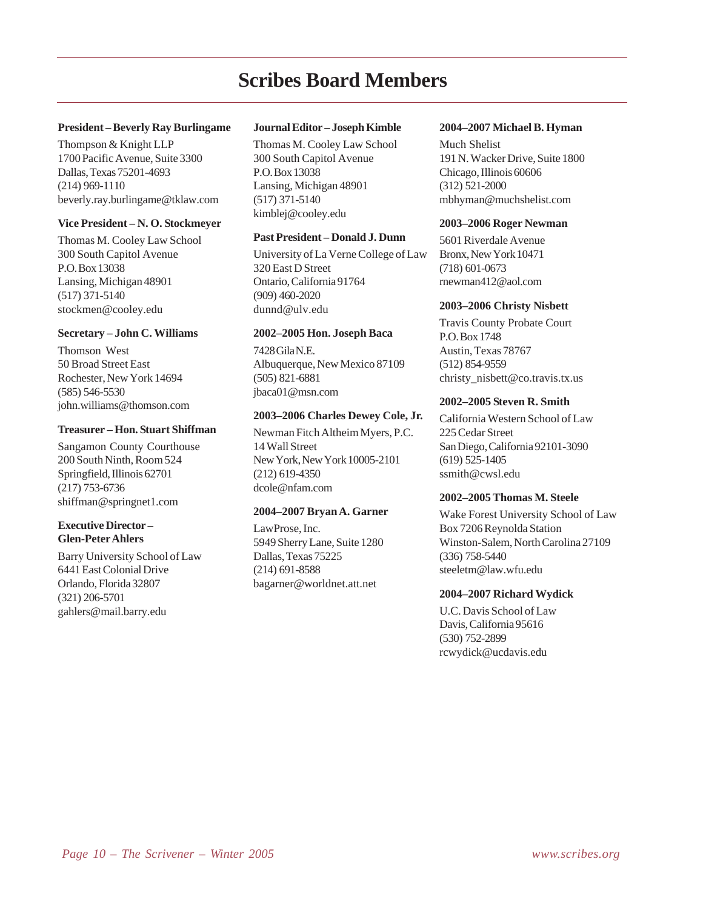# Scribes Board Members

**President – Beverly Ray Burlingame**

Thompson & Knight LLP
1700 Pacific Avenue, Suite 3300
Dallas, Texas 75201-4693
(214) 969-1110
beverly.ray.burlingame@tklaw.com

**Vice President – N. O. Stockmeyer**

Thomas M. Cooley Law School
300 South Capitol Avenue
P.O. Box 13038
Lansing, Michigan 48901
(517) 371-5140
stockmen@cooley.edu

**Secretary – John C. Williams**

Thomson West
50 Broad Street East
Rochester, New York 14694
(585) 546-5530
john.williams@thomson.com

**Treasurer – Hon. Stuart Shiffman**

Sangamon County Courthouse
200 South Ninth, Room 524
Springfield, Illinois 62701
(217) 753-6736
shiffman@springnet1.com

**Executive Director – Glen-Peter Ahlers**

Barry University School of Law
6441 East Colonial Drive
Orlando, Florida 32807
(321) 206-5701
gahlers@mail.barry.edu

**Journal Editor – Joseph Kimble**

Thomas M. Cooley Law School
300 South Capitol Avenue
P.O. Box 13038
Lansing, Michigan 48901
(517) 371-5140
kimblej@cooley.edu

**Past President – Donald J. Dunn**

University of La Verne College of Law
320 East D Street
Ontario, California 91764
(909) 460-2020
dunnd@ulv.edu

**2002–2005 Hon. Joseph Baca**

7428 Gila N.E.
Albuquerque, New Mexico 87109
(505) 821-6881
jbaca01@msn.com

**2003–2006 Charles Dewey Cole, Jr.**

Newman Fitch Altheim Myers, P.C.
14 Wall Street
New York, New York 10005-2101
(212) 619-4350
dcole@nfam.com

**2004–2007 Bryan A. Garner**

LawProse, Inc.
5949 Sherry Lane, Suite 1280
Dallas, Texas 75225
(214) 691-8588
bagarner@worldnet.att.net

**2004–2007 Michael B. Hyman**

Much Shelist
191 N. Wacker Drive, Suite 1800
Chicago, Illinois 60606
(312) 521-2000
mbhyman@muchshelist.com

**2003–2006 Roger Newman**

5601 Riverdale Avenue
Bronx, New York 10471
(718) 601-0673
rnewman412@aol.com

**2003–2006 Christy Nisbett**

Travis County Probate Court
P.O. Box 1748
Austin, Texas 78767
(512) 854-9559
christy_nisbett@co.travis.tx.us

**2002–2005 Steven R. Smith**

California Western School of Law
225 Cedar Street
San Diego, California 92101-3090
(619) 525-1405
ssmith@cwsl.edu

**2002–2005 Thomas M. Steele**

Wake Forest University School of Law
Box 7206 Reynolda Station
Winston-Salem, North Carolina 27109
(336) 758-5440
steeletm@law.wfu.edu

**2004–2007 Richard Wydick**

U.C. Davis School of Law
Davis, California 95616
(530) 752-2899
rcwydick@ucdavis.edu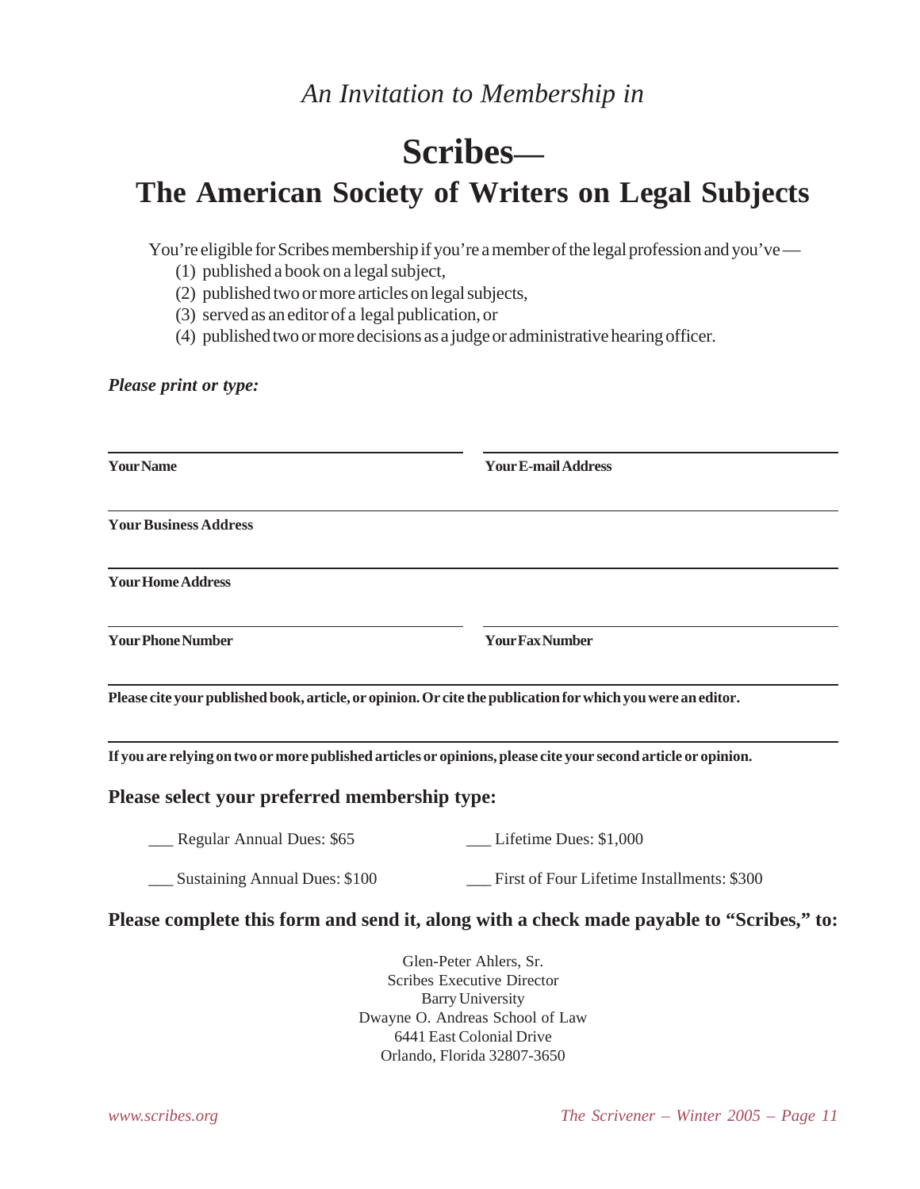*An Invitation to Membership in*

# Scribes—
# The American Society of Writers on Legal Subjects

You're eligible for Scribes membership if you're a member of the legal profession and you've —

(1) published a book on a legal subject,
(2) published two or more articles on legal subjects,
(3) served as an editor of a legal publication, or
(4) published two or more decisions as a judge or administrative hearing officer.

***Please print or type:***

**Your Name** ____________________ **Your E-mail Address** ____________________

**Your Business Address** ____________________

**Your Home Address** ____________________

**Your Phone Number** ____________________ **Your Fax Number** ____________________

**Please cite your published book, article, or opinion. Or cite the publication for which you were an editor.** ____________________

**If you are relying on two or more published articles or opinions, please cite your second article or opinion.** ____________________

## Please select your preferred membership type:

___ Regular Annual Dues: $65

___ Sustaining Annual Dues: $100

___ Lifetime Dues: $1,000

___ First of Four Lifetime Installments: $300

## Please complete this form and send it, along with a check made payable to "Scribes," to:

Glen-Peter Ahlers, Sr.
Scribes Executive Director
Barry University
Dwayne O. Andreas School of Law
6441 East Colonial Drive
Orlando, Florida 32807-3650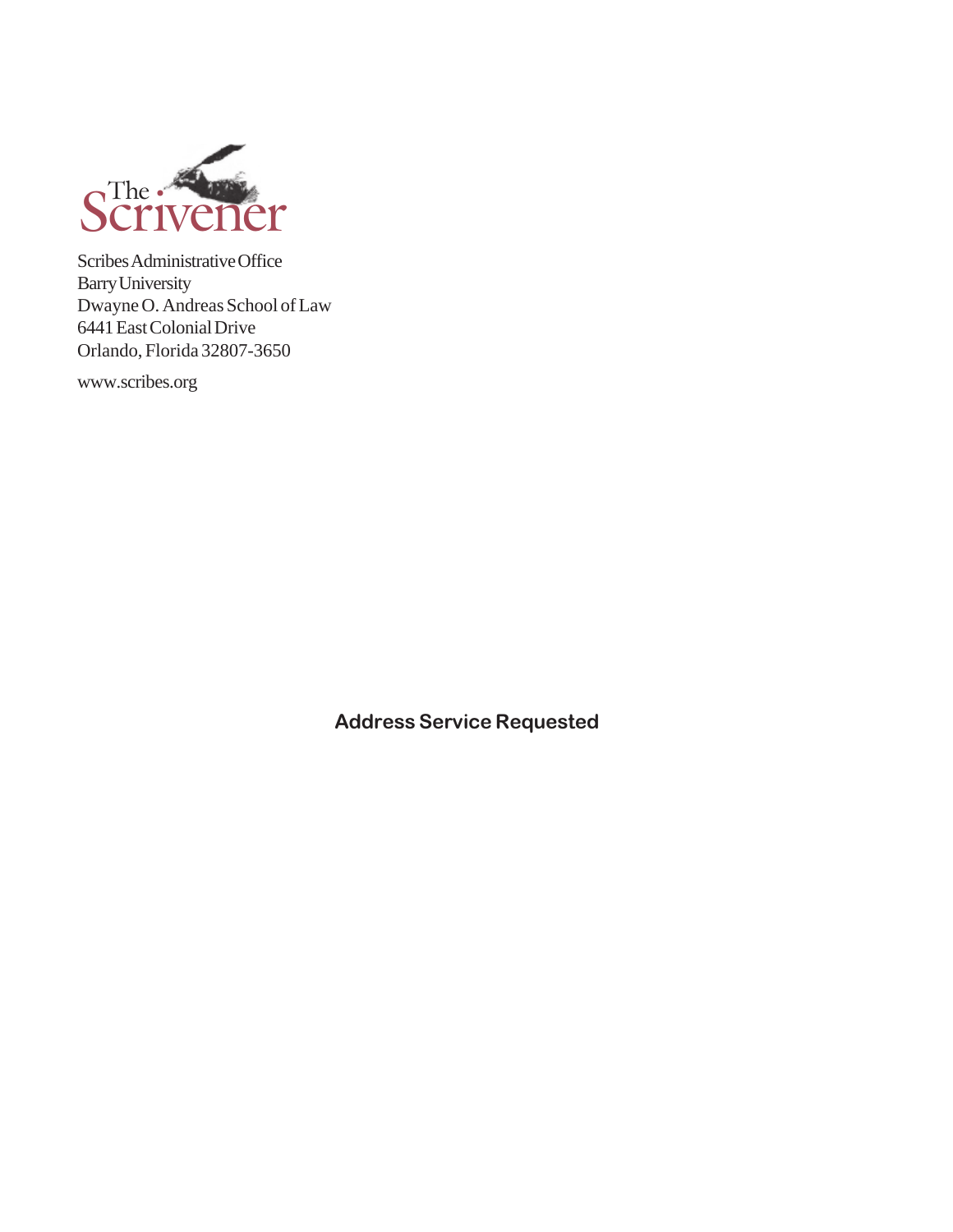The Scrivener

Scribes Administrative Office
Barry University
Dwayne O. Andreas School of Law
6441 East Colonial Drive
Orlando, Florida 32807-3650

www.scribes.org

**Address Service Requested**